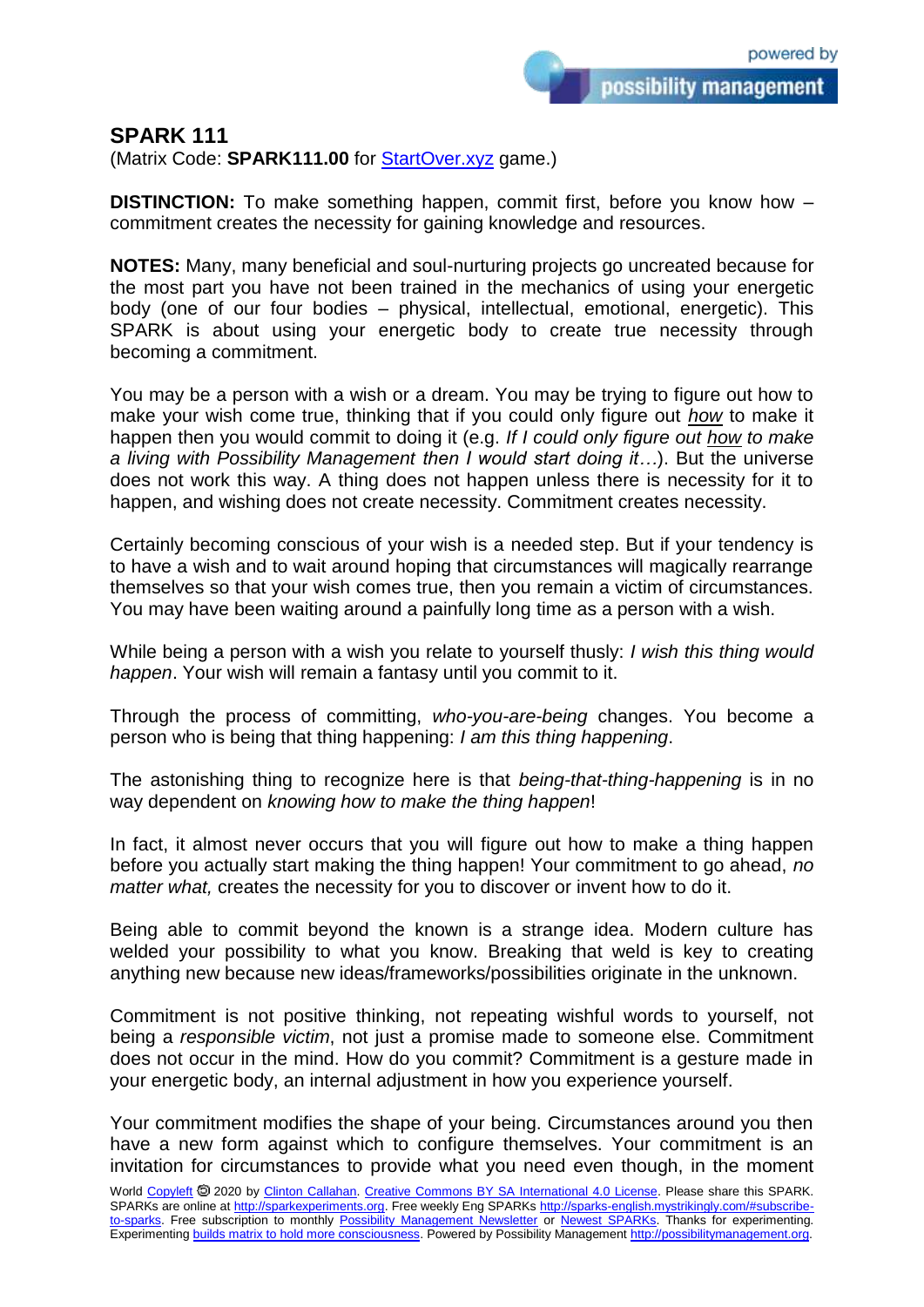# SPARK 111

(Matrix Code: **SPARK111.00** for StartOver.xyz game.)

**DISTINCTION:** To make something happen, commit first, before you know how – commitment creates the necessity for gaining knowledge and resources.

**NOTES:** Many, many beneficial and soul-nurturing projects go uncreated because for the most part you have not been trained in the mechanics of using your energetic body (one of our four bodies – physical, intellectual, emotional, energetic). This SPARK is about using your energetic body to create true necessity through becoming a commitment.

You may be a person with a wish or a dream. You may be trying to figure out how to make your wish come true, thinking that if you could only figure out *how* to make it happen then you would commit to doing it (e.g. *If I could only figure out how to make a living with Possibility Management then I would start doing it…*). But the universe does not work this way. A thing does not happen unless there is necessity for it to happen, and wishing does not create necessity. Commitment creates necessity.

Certainly becoming conscious of your wish is a needed step. But if your tendency is to have a wish and to wait around hoping that circumstances will magically rearrange themselves so that your wish comes true, then you remain a victim of circumstances. You may have been waiting around a painfully long time as a person with a wish.

While being a person with a wish you relate to yourself thusly: *I wish this thing would happen*. Your wish will remain a fantasy until you commit to it.

Through the process of committing, *who-you-are-being* changes. You become a person who is being that thing happening: *I am this thing happening*.

The astonishing thing to recognize here is that *being-that-thing-happening* is in no way dependent on *knowing how to make the thing happen*!

In fact, it almost never occurs that you will figure out how to make a thing happen before you actually start making the thing happen! Your commitment to go ahead, *no matter what,* creates the necessity for you to discover or invent how to do it.

Being able to commit beyond the known is a strange idea. Modern culture has welded your possibility to what you know. Breaking that weld is key to creating anything new because new ideas/frameworks/possibilities originate in the unknown.

Commitment is not positive thinking, not repeating wishful words to yourself, not being a *responsible victim*, not just a promise made to someone else. Commitment does not occur in the mind. How do you commit? Commitment is a gesture made in your energetic body, an internal adjustment in how you experience yourself.

Your commitment modifies the shape of your being. Circumstances around you then have a new form against which to configure themselves. Your commitment is an invitation for circumstances to provide what you need even though, in the moment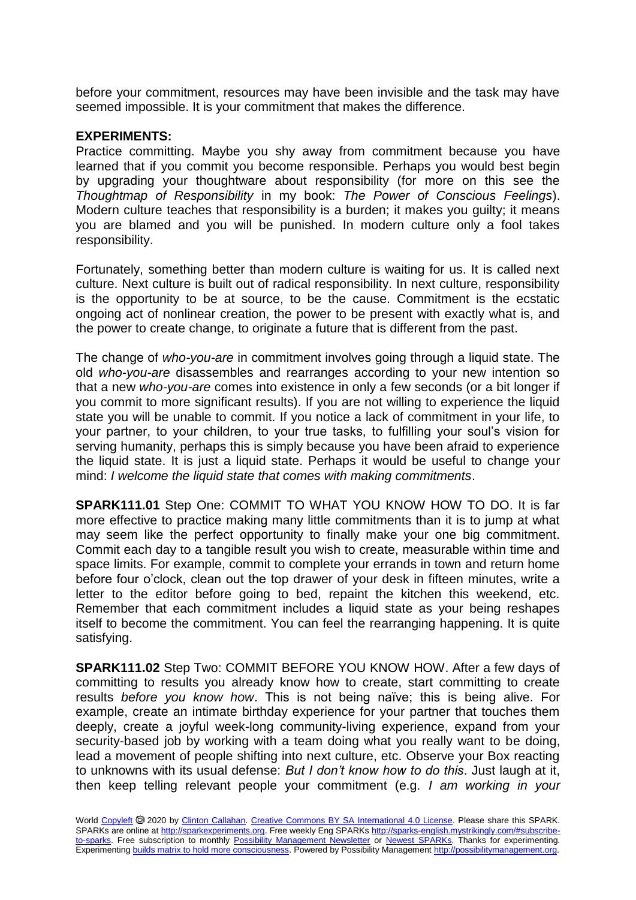before your commitment, resources may have been invisible and the task may have seemed impossible. It is your commitment that makes the difference.

**EXPERIMENTS:**
Practice committing. Maybe you shy away from commitment because you have learned that if you commit you become responsible. Perhaps you would best begin by upgrading your thoughtware about responsibility (for more on this see the *Thoughtmap of Responsibility* in my book: *The Power of Conscious Feelings*). Modern culture teaches that responsibility is a burden; it makes you guilty; it means you are blamed and you will be punished. In modern culture only a fool takes responsibility.

Fortunately, something better than modern culture is waiting for us. It is called next culture. Next culture is built out of radical responsibility. In next culture, responsibility is the opportunity to be at source, to be the cause. Commitment is the ecstatic ongoing act of nonlinear creation, the power to be present with exactly what is, and the power to create change, to originate a future that is different from the past.

The change of *who-you-are* in commitment involves going through a liquid state. The old *who-you-are* disassembles and rearranges according to your new intention so that a new *who-you-are* comes into existence in only a few seconds (or a bit longer if you commit to more significant results). If you are not willing to experience the liquid state you will be unable to commit. If you notice a lack of commitment in your life, to your partner, to your children, to your true tasks, to fulfilling your soul's vision for serving humanity, perhaps this is simply because you have been afraid to experience the liquid state. It is just a liquid state. Perhaps it would be useful to change your mind: *I welcome the liquid state that comes with making commitments*.

**SPARK111.01** Step One: COMMIT TO WHAT YOU KNOW HOW TO DO. It is far more effective to practice making many little commitments than it is to jump at what may seem like the perfect opportunity to finally make your one big commitment. Commit each day to a tangible result you wish to create, measurable within time and space limits. For example, commit to complete your errands in town and return home before four o'clock, clean out the top drawer of your desk in fifteen minutes, write a letter to the editor before going to bed, repaint the kitchen this weekend, etc. Remember that each commitment includes a liquid state as your being reshapes itself to become the commitment. You can feel the rearranging happening. It is quite satisfying.

**SPARK111.02** Step Two: COMMIT BEFORE YOU KNOW HOW. After a few days of committing to results you already know how to create, start committing to create results *before you know how*. This is not being naïve; this is being alive. For example, create an intimate birthday experience for your partner that touches them deeply, create a joyful week-long community-living experience, expand from your security-based job by working with a team doing what you really want to be doing, lead a movement of people shifting into next culture, etc. Observe your Box reacting to unknowns with its usual defense: *But I don't know how to do this*. Just laugh at it, then keep telling relevant people your commitment (e.g. *I am working in your*

World Copyleft 🄯 2020 by Clinton Callahan. Creative Commons BY SA International 4.0 License. Please share this SPARK. SPARKs are online at http://sparkexperiments.org. Free weekly Eng SPARKs http://sparks-english.mystrikingly.com/#subscribe-to-sparks. Free subscription to monthly Possibility Management Newsletter or Newest SPARKs. Thanks for experimenting. Experimenting builds matrix to hold more consciousness. Powered by Possibility Management http://possibilitymanagement.org.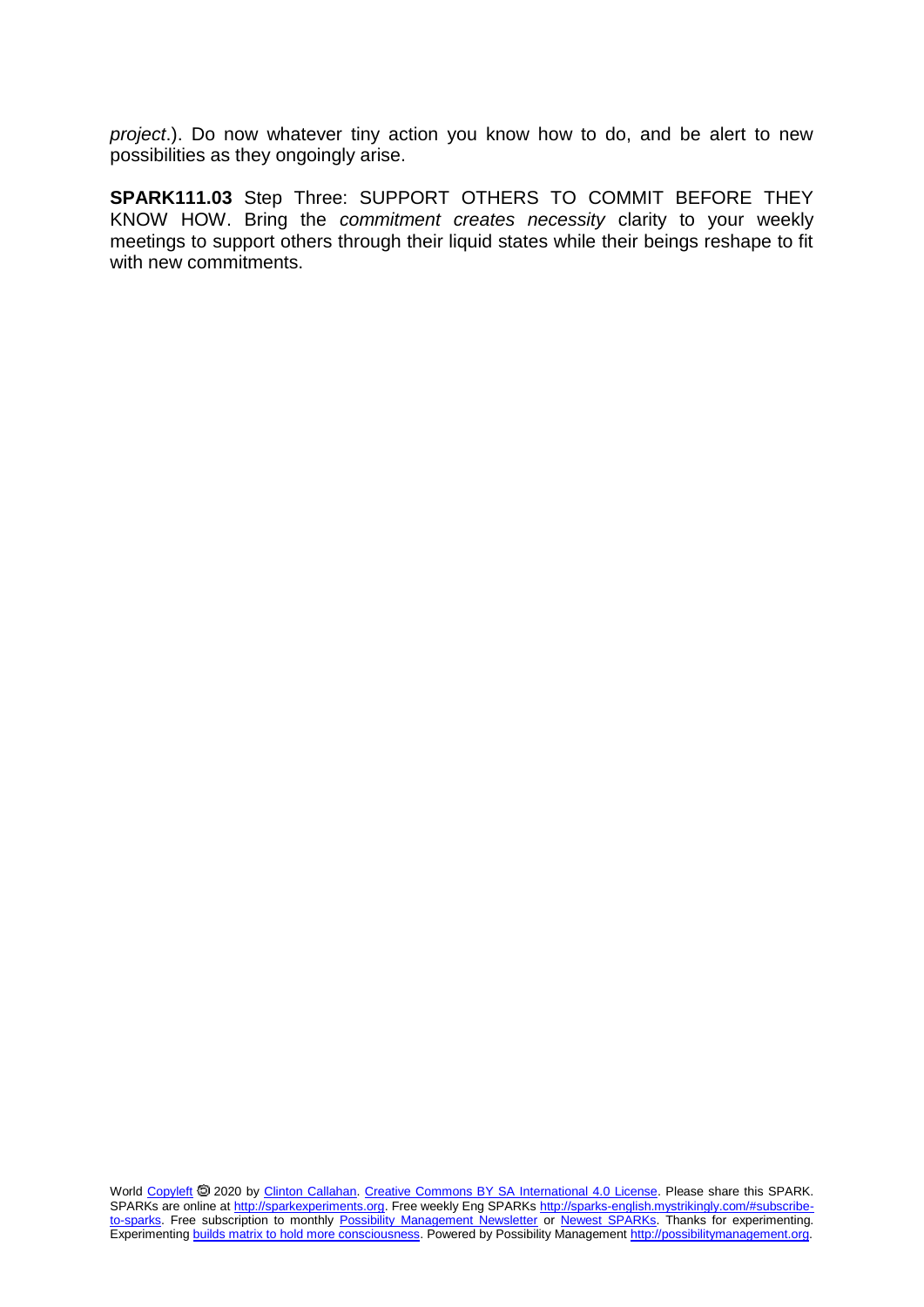*project*.). Do now whatever tiny action you know how to do, and be alert to new possibilities as they ongoingly arise.

**SPARK111.03** Step Three: SUPPORT OTHERS TO COMMIT BEFORE THEY KNOW HOW. Bring the *commitment creates necessity* clarity to your weekly meetings to support others through their liquid states while their beings reshape to fit with new commitments.

World Copyleft 🄯 2020 by Clinton Callahan. Creative Commons BY SA International 4.0 License. Please share this SPARK. SPARKs are online at http://sparkexperiments.org. Free weekly Eng SPARKs http://sparks-english.mystrikingly.com/#subscribe-to-sparks. Free subscription to monthly Possibility Management Newsletter or Newest SPARKs. Thanks for experimenting. Experimenting builds matrix to hold more consciousness. Powered by Possibility Management http://possibilitymanagement.org.